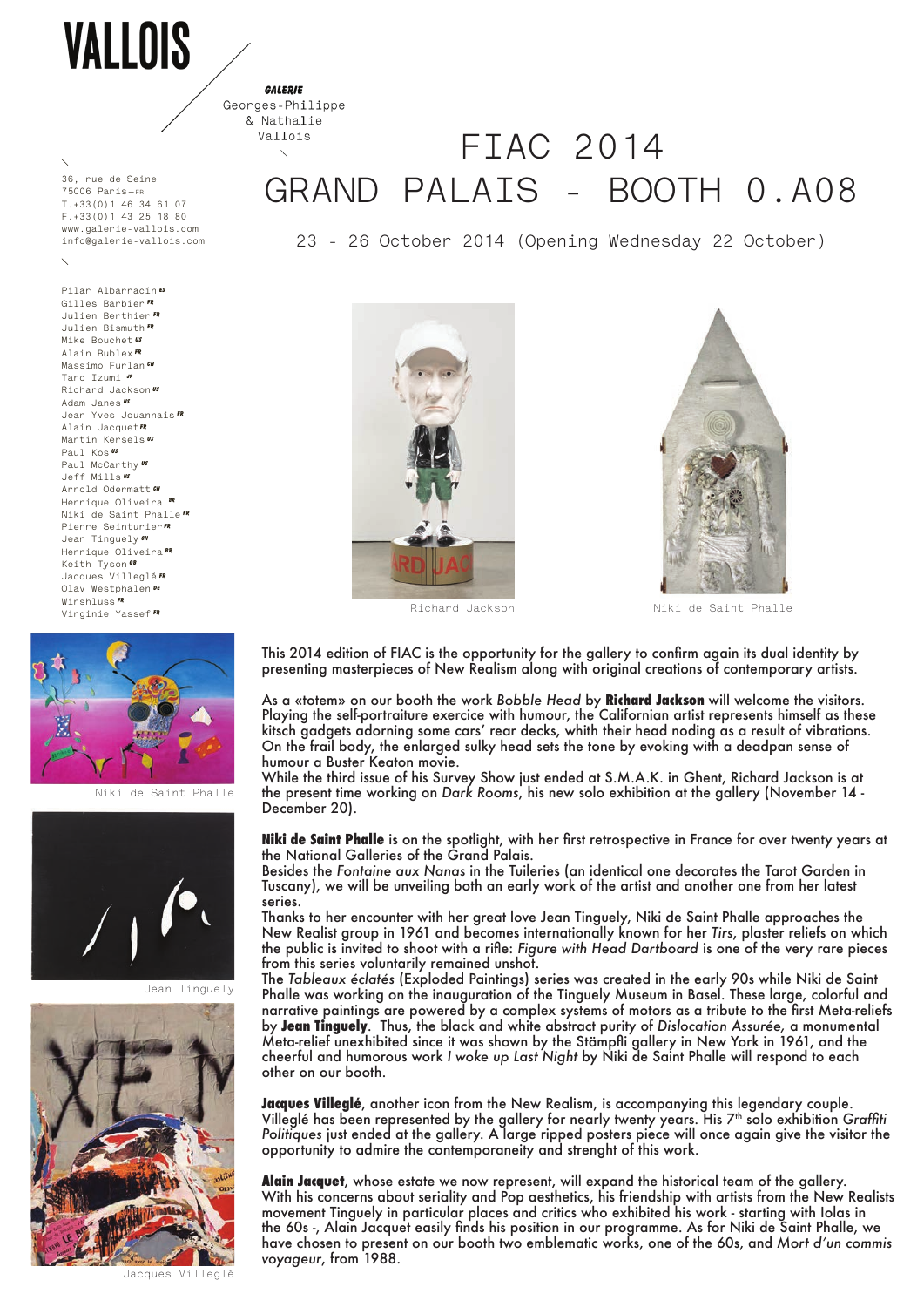# VALLOIS

*GALERIE*
Georges-Philippe
& Nathalie
Vallois

36, rue de Seine
75006 Paris—FR
T.+33(0)1 46 34 61 07
F.+33(0)1 43 25 18 80
www.galerie-vallois.com
info@galerie-vallois.com

Pilar Albarracín ES
Gilles Barbier FR
Julien Berthier FR
Julien Bismuth FR
Mike Bouchet US
Alain Bublex FR
Massimo Furlan CH
Taro Izumi JP
Richard Jackson US
Adam Janes US
Jean-Yves Jouannais FR
Alain Jacquet FR
Martin Kersels US
Paul Kos US
Paul McCarthy US
Jeff Mills US
Arnold Odermatt CH
Henrique Oliveira BR
Niki de Saint Phalle FR
Pierre Seinturier FR
Jean Tinguely CH
Henrique Oliveira BR
Keith Tyson GB
Jacques Villeglé FR
Olav Westphalen DE
Winshluss FR
Virginie Yassef FR

# FIAC 2014
# GRAND PALAIS - BOOTH 0.A08

23 - 26 October 2014 (Opening Wednesday 22 October)

Richard Jackson

Niki de Saint Phalle

Niki de Saint Phalle

Jean Tinguely

Jacques Villeglé

This 2014 edition of FIAC is the opportunity for the gallery to confirm again its dual identity by presenting masterpieces of New Realism along with original creations of contemporary artists.

As a «totem» on our booth the work *Bobble Head* by **Richard Jackson** will welcome the visitors. Playing the self-portraiture exercice with humour, the Californian artist represents himself as these kitsch gadgets adorning some cars' rear decks, whith their head noding as a result of vibrations. On the frail body, the enlarged sulky head sets the tone by evoking with a deadpan sense of humour a Buster Keaton movie.
While the third issue of his Survey Show just ended at S.M.A.K. in Ghent, Richard Jackson is at the present time working on *Dark Rooms*, his new solo exhibition at the gallery (November 14 - December 20).

**Niki de Saint Phalle** is on the spotlight, with her first retrospective in France for over twenty years at the National Galleries of the Grand Palais.
Besides the *Fontaine aux Nanas* in the Tuileries (an identical one decorates the Tarot Garden in Tuscany), we will be unveiling both an early work of the artist and another one from her latest series.
Thanks to her encounter with her great love Jean Tinguely, Niki de Saint Phalle approaches the New Realist group in 1961 and becomes internationally known for her *Tirs*, plaster reliefs on which the public is invited to shoot with a rifle: *Figure with Head Dartboard* is one of the very rare pieces from this series voluntarily remained unshot.
The *Tableaux éclatés* (Exploded Paintings) series was created in the early 90s while Niki de Saint Phalle was working on the inauguration of the Tinguely Museum in Basel. These large, colorful and narrative paintings are powered by a complex systems of motors as a tribute to the first Meta-reliefs by **Jean Tinguely**. Thus, the black and white abstract purity of *Dislocation Assurée*, a monumental Meta-relief unexhibited since it was shown by the Stämpfli gallery in New York in 1961, and the cheerful and humorous work *I woke up Last Night* by Niki de Saint Phalle will respond to each other on our booth.

**Jacques Villeglé**, another icon from the New Realism, is accompanying this legendary couple. Villeglé has been represented by the gallery for nearly twenty years. His 7th solo exhibition *Graffiti Politiques* just ended at the gallery. A large ripped posters piece will once again give the visitor the opportunity to admire the contemporaneity and strenght of this work.

**Alain Jacquet**, whose estate we now represent, will expand the historical team of the gallery. With his concerns about seriality and Pop aesthetics, his friendship with artists from the New Realists movement Tinguely in particular places and critics who exhibited his work - starting with Iolas in the 60s -, Alain Jacquet easily finds his position in our programme. As for Niki de Saint Phalle, we have chosen to present on our booth two emblematic works, one of the 60s, and *Mort d'un commis voyageur*, from 1988.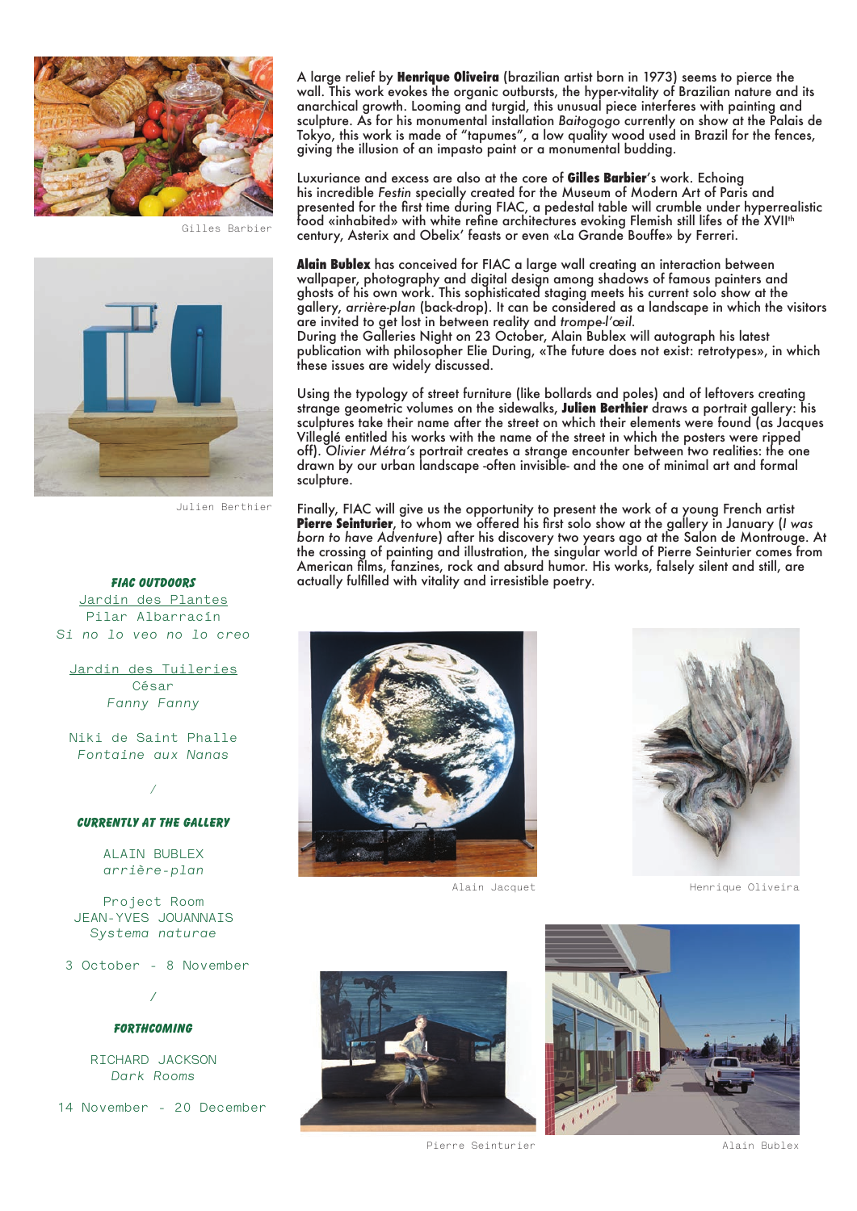A large relief by **Henrique Oliveira** (brazilian artist born in 1973) seems to pierce the wall. This work evokes the organic outbursts, the hyper-vitality of Brazilian nature and its anarchical growth. Looming and turgid, this unusual piece interferes with painting and sculpture. As for his monumental installation *Baitogogo* currently on show at the Palais de Tokyo, this work is made of "tapumes", a low quality wood used in Brazil for the fences, giving the illusion of an impasto paint or a monumental budding.

Luxuriance and excess are also at the core of **Gilles Barbier**'s work. Echoing his incredible *Festin* specially created for the Museum of Modern Art of Paris and presented for the first time during FIAC, a pedestal table will crumble under hyperrealistic food «inhabited» with white refine architectures evoking Flemish still lifes of the XVII[th] century, Asterix and Obelix' feasts or even «La Grande Bouffe» by Ferreri.

**Alain Bublex** has conceived for FIAC a large wall creating an interaction between wallpaper, photography and digital design among shadows of famous painters and ghosts of his own work. This sophisticated staging meets his current solo show at the gallery, *arrière-plan* (back-drop). It can be considered as a landscape in which the visitors are invited to get lost in between reality and *trompe-l'œil*.
During the Galleries Night on 23 October, Alain Bublex will autograph his latest publication with philosopher Elie During, «The future does not exist: retrotypes», in which these issues are widely discussed.

Using the typology of street furniture (like bollards and poles) and of leftovers creating strange geometric volumes on the sidewalks, **Julien Berthier** draws a portrait gallery: his sculptures take their name after the street on which their elements were found (as Jacques Villeglé entitled his works with the name of the street in which the posters were ripped off). *Olivier Métra's* portrait creates a strange encounter between two realities: the one drawn by our urban landscape -often invisible- and the one of minimal art and formal sculpture.

Finally, FIAC will give us the opportunity to present the work of a young French artist **Pierre Seinturier**, to whom we offered his first solo show at the gallery in January (*I was born to have Adventure*) after his discovery two years ago at the Salon de Montrouge. At the crossing of painting and illustration, the singular world of Pierre Seinturier comes from American films, fanzines, rock and absurd humor. His works, falsely silent and still, are actually fulfilled with vitality and irresistible poetry.

Gilles Barbier

Julien Berthier

Alain Jacquet

Henrique Oliveira

Pierre Seinturier

Alain Bublex

### FIAC OUTDOORS

Jardin des Plantes
Pilar Albarracín
*Si no lo veo no lo creo*

Jardin des Tuileries
César
*Fanny Fanny*

Niki de Saint Phalle
*Fontaine aux Nanas*

/

### CURRENTLY AT THE GALLERY

ALAIN BUBLEX
*arrière-plan*

Project Room
JEAN-YVES JOUANNAIS
*Systema naturae*

3 October - 8 November

/

### FORTHCOMING

RICHARD JACKSON
*Dark Rooms*

14 November - 20 December